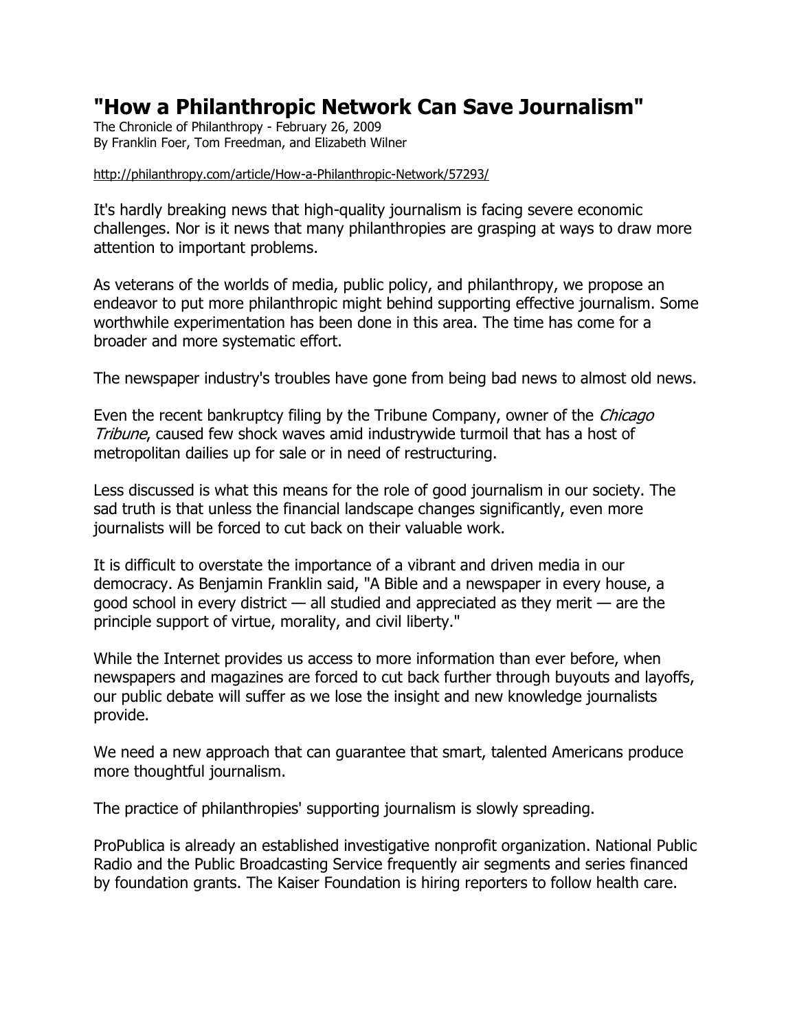# "How a Philanthropic Network Can Save Journalism"

The Chronicle of Philanthropy - February 26, 2009
By Franklin Foer, Tom Freedman, and Elizabeth Wilner

http://philanthropy.com/article/How-a-Philanthropic-Network/57293/

It's hardly breaking news that high-quality journalism is facing severe economic challenges. Nor is it news that many philanthropies are grasping at ways to draw more attention to important problems.

As veterans of the worlds of media, public policy, and philanthropy, we propose an endeavor to put more philanthropic might behind supporting effective journalism. Some worthwhile experimentation has been done in this area. The time has come for a broader and more systematic effort.

The newspaper industry's troubles have gone from being bad news to almost old news.

Even the recent bankruptcy filing by the Tribune Company, owner of the *Chicago Tribune*, caused few shock waves amid industrywide turmoil that has a host of metropolitan dailies up for sale or in need of restructuring.

Less discussed is what this means for the role of good journalism in our society. The sad truth is that unless the financial landscape changes significantly, even more journalists will be forced to cut back on their valuable work.

It is difficult to overstate the importance of a vibrant and driven media in our democracy. As Benjamin Franklin said, "A Bible and a newspaper in every house, a good school in every district — all studied and appreciated as they merit — are the principle support of virtue, morality, and civil liberty."

While the Internet provides us access to more information than ever before, when newspapers and magazines are forced to cut back further through buyouts and layoffs, our public debate will suffer as we lose the insight and new knowledge journalists provide.

We need a new approach that can guarantee that smart, talented Americans produce more thoughtful journalism.

The practice of philanthropies' supporting journalism is slowly spreading.

ProPublica is already an established investigative nonprofit organization. National Public Radio and the Public Broadcasting Service frequently air segments and series financed by foundation grants. The Kaiser Foundation is hiring reporters to follow health care.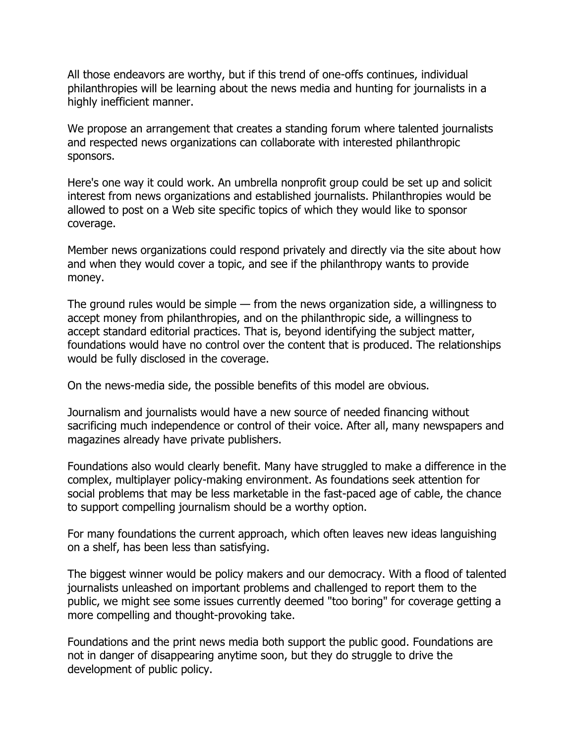All those endeavors are worthy, but if this trend of one-offs continues, individual philanthropies will be learning about the news media and hunting for journalists in a highly inefficient manner.

We propose an arrangement that creates a standing forum where talented journalists and respected news organizations can collaborate with interested philanthropic sponsors.

Here's one way it could work. An umbrella nonprofit group could be set up and solicit interest from news organizations and established journalists. Philanthropies would be allowed to post on a Web site specific topics of which they would like to sponsor coverage.

Member news organizations could respond privately and directly via the site about how and when they would cover a topic, and see if the philanthropy wants to provide money.

The ground rules would be simple — from the news organization side, a willingness to accept money from philanthropies, and on the philanthropic side, a willingness to accept standard editorial practices. That is, beyond identifying the subject matter, foundations would have no control over the content that is produced. The relationships would be fully disclosed in the coverage.

On the news-media side, the possible benefits of this model are obvious.

Journalism and journalists would have a new source of needed financing without sacrificing much independence or control of their voice. After all, many newspapers and magazines already have private publishers.

Foundations also would clearly benefit. Many have struggled to make a difference in the complex, multiplayer policy-making environment. As foundations seek attention for social problems that may be less marketable in the fast-paced age of cable, the chance to support compelling journalism should be a worthy option.

For many foundations the current approach, which often leaves new ideas languishing on a shelf, has been less than satisfying.

The biggest winner would be policy makers and our democracy. With a flood of talented journalists unleashed on important problems and challenged to report them to the public, we might see some issues currently deemed "too boring" for coverage getting a more compelling and thought-provoking take.

Foundations and the print news media both support the public good. Foundations are not in danger of disappearing anytime soon, but they do struggle to drive the development of public policy.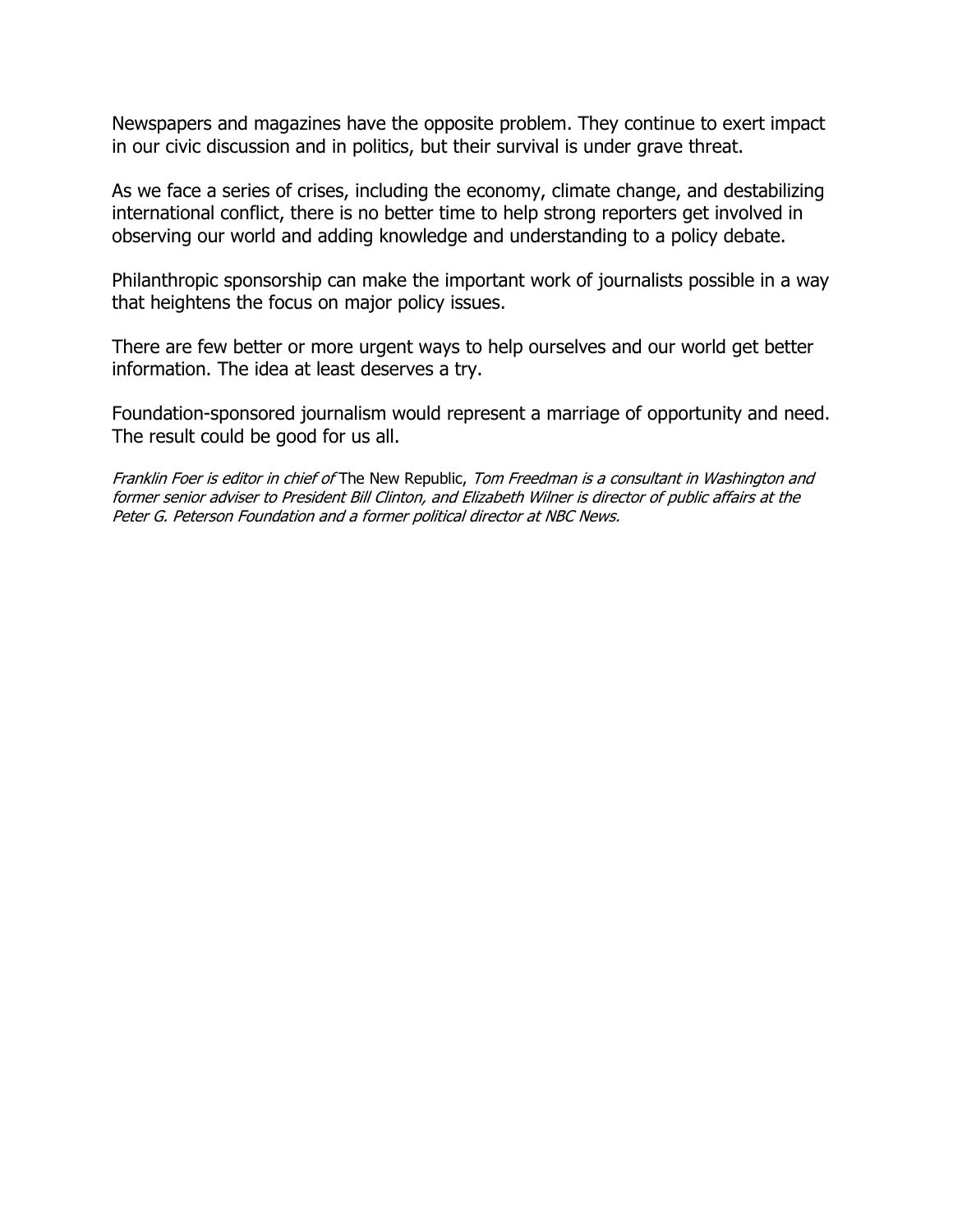Newspapers and magazines have the opposite problem. They continue to exert impact in our civic discussion and in politics, but their survival is under grave threat.

As we face a series of crises, including the economy, climate change, and destabilizing international conflict, there is no better time to help strong reporters get involved in observing our world and adding knowledge and understanding to a policy debate.

Philanthropic sponsorship can make the important work of journalists possible in a way that heightens the focus on major policy issues.

There are few better or more urgent ways to help ourselves and our world get better information. The idea at least deserves a try.

Foundation-sponsored journalism would represent a marriage of opportunity and need. The result could be good for us all.

*Franklin Foer is editor in chief of* The New Republic, *Tom Freedman is a consultant in Washington and former senior adviser to President Bill Clinton, and Elizabeth Wilner is director of public affairs at the Peter G. Peterson Foundation and a former political director at NBC News.*